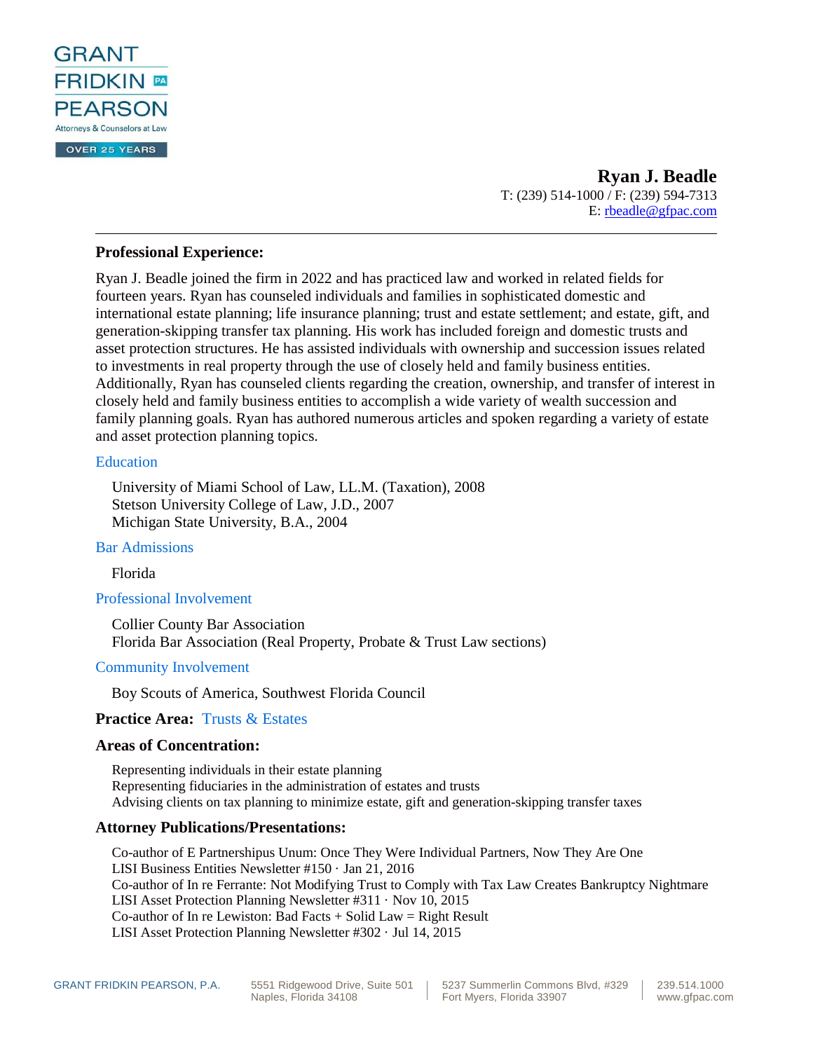GRANT FRIDKIN PEARSON PA
Attorneys & Counselors at Law
OVER 25 YEARS

# Ryan J. Beadle

T: (239) 514-1000 / F: (239) 594-7313
E: rbeadle@gfpac.com

---

## Professional Experience:

Ryan J. Beadle joined the firm in 2022 and has practiced law and worked in related fields for fourteen years. Ryan has counseled individuals and families in sophisticated domestic and international estate planning; life insurance planning; trust and estate settlement; and estate, gift, and generation-skipping transfer tax planning. His work has included foreign and domestic trusts and asset protection structures. He has assisted individuals with ownership and succession issues related to investments in real property through the use of closely held and family business entities. Additionally, Ryan has counseled clients regarding the creation, ownership, and transfer of interest in closely held and family business entities to accomplish a wide variety of wealth succession and family planning goals. Ryan has authored numerous articles and spoken regarding a variety of estate and asset protection planning topics.

### Education

University of Miami School of Law, LL.M. (Taxation), 2008
Stetson University College of Law, J.D., 2007
Michigan State University, B.A., 2004

### Bar Admissions

Florida

### Professional Involvement

Collier County Bar Association
Florida Bar Association (Real Property, Probate & Trust Law sections)

### Community Involvement

Boy Scouts of America, Southwest Florida Council

**Practice Area:** Trusts & Estates

## Areas of Concentration:

Representing individuals in their estate planning
Representing fiduciaries in the administration of estates and trusts
Advising clients on tax planning to minimize estate, gift and generation-skipping transfer taxes

## Attorney Publications/Presentations:

Co-author of E Partnershipus Unum: Once They Were Individual Partners, Now They Are One
LISI Business Entities Newsletter #150 · Jan 21, 2016
Co-author of In re Ferrante: Not Modifying Trust to Comply with Tax Law Creates Bankruptcy Nightmare
LISI Asset Protection Planning Newsletter #311 · Nov 10, 2015
Co-author of In re Lewiston: Bad Facts + Solid Law = Right Result
LISI Asset Protection Planning Newsletter #302 · Jul 14, 2015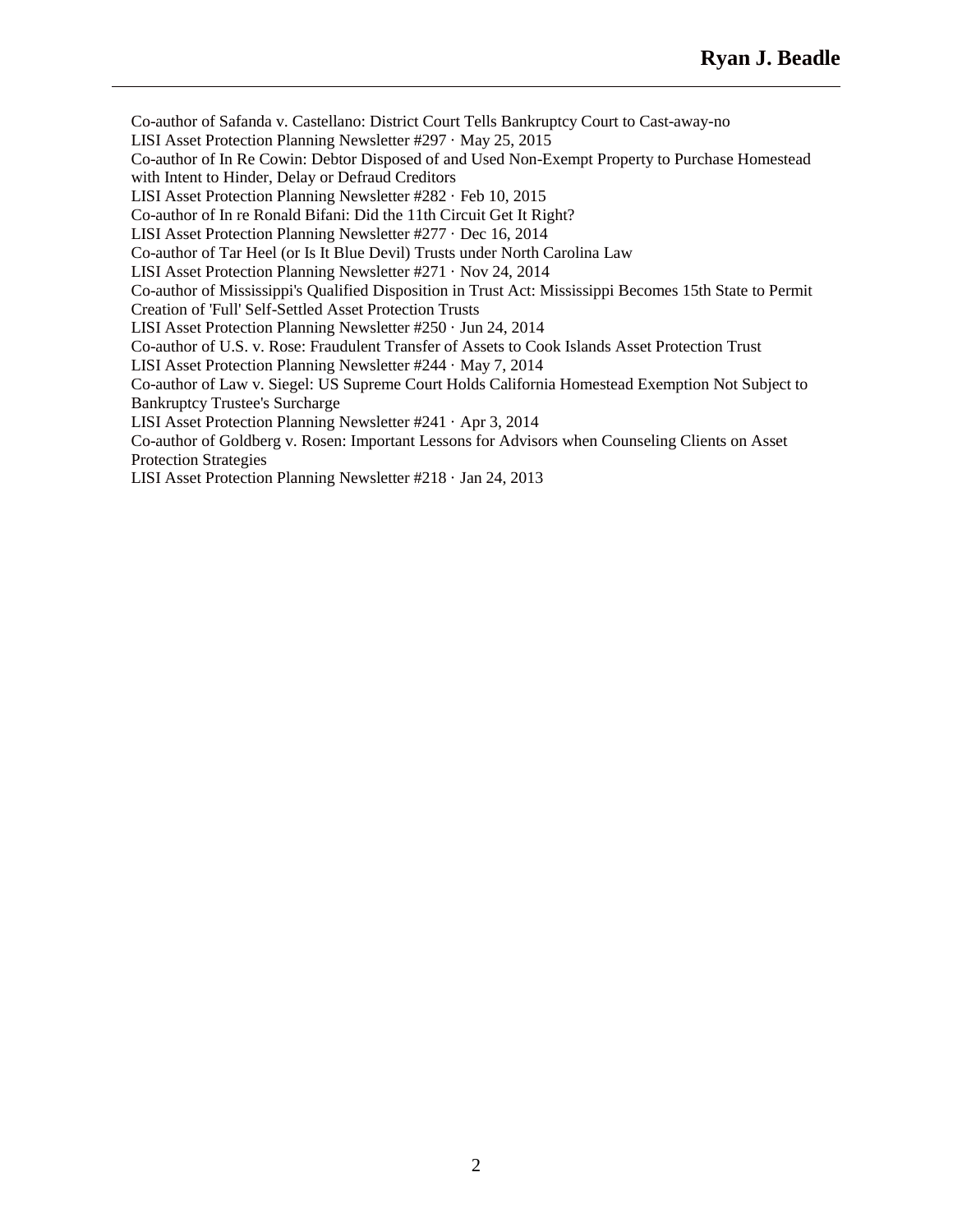Co-author of Safanda v. Castellano: District Court Tells Bankruptcy Court to Cast-away-no
LISI Asset Protection Planning Newsletter #297 · May 25, 2015

Co-author of In Re Cowin: Debtor Disposed of and Used Non-Exempt Property to Purchase Homestead with Intent to Hinder, Delay or Defraud Creditors
LISI Asset Protection Planning Newsletter #282 · Feb 10, 2015

Co-author of In re Ronald Bifani: Did the 11th Circuit Get It Right?
LISI Asset Protection Planning Newsletter #277 · Dec 16, 2014

Co-author of Tar Heel (or Is It Blue Devil) Trusts under North Carolina Law
LISI Asset Protection Planning Newsletter #271 · Nov 24, 2014

Co-author of Mississippi's Qualified Disposition in Trust Act: Mississippi Becomes 15th State to Permit Creation of 'Full' Self-Settled Asset Protection Trusts
LISI Asset Protection Planning Newsletter #250 · Jun 24, 2014

Co-author of U.S. v. Rose: Fraudulent Transfer of Assets to Cook Islands Asset Protection Trust
LISI Asset Protection Planning Newsletter #244 · May 7, 2014

Co-author of Law v. Siegel: US Supreme Court Holds California Homestead Exemption Not Subject to Bankruptcy Trustee's Surcharge
LISI Asset Protection Planning Newsletter #241 · Apr 3, 2014

Co-author of Goldberg v. Rosen: Important Lessons for Advisors when Counseling Clients on Asset Protection Strategies
LISI Asset Protection Planning Newsletter #218 · Jan 24, 2013